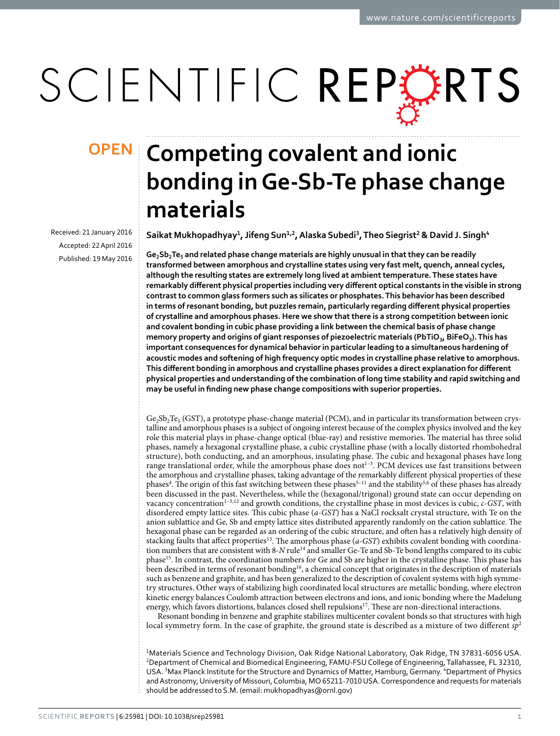# Competing covalent and ionic bonding in Ge-Sb-Te phase change materials

Received: 21 January 2016
Accepted: 22 April 2016
Published: 19 May 2016

Saikat Mukhopadhyay[1], Jifeng Sun[1,2], Alaska Subedi[3], Theo Siegrist[2] & David J. Singh[4]

**$Ge_2Sb_2Te_5$ and related phase change materials are highly unusual in that they can be readily transformed between amorphous and crystalline states using very fast melt, quench, anneal cycles, although the resulting states are extremely long lived at ambient temperature. These states have remarkably different physical properties including very different optical constants in the visible in strong contrast to common glass formers such as silicates or phosphates. This behavior has been described in terms of resonant bonding, but puzzles remain, particularly regarding different physical properties of crystalline and amorphous phases. Here we show that there is a strong competition between ionic and covalent bonding in cubic phase providing a link between the chemical basis of phase change memory property and origins of giant responses of piezoelectric materials ($PbTiO_3$, $BiFeO_3$). This has important consequences for dynamical behavior in particular leading to a simultaneous hardening of acoustic modes and softening of high frequency optic modes in crystalline phase relative to amorphous. This different bonding in amorphous and crystalline phases provides a direct explanation for different physical properties and understanding of the combination of long time stability and rapid switching and may be useful in finding new phase change compositions with superior properties.**

$Ge_2Sb_2Te_5$ (GST), a prototype phase-change material (PCM), and in particular its transformation between crystalline and amorphous phases is a subject of ongoing interest because of the complex physics involved and the key role this material plays in phase-change optical (blue-ray) and resistive memories. The material has three solid phases, namely a hexagonal crystalline phase, a cubic crystalline phase (with a locally distorted rhombohedral structure), both conducting, and an amorphous, insulating phase. The cubic and hexagonal phases have long range translational order, while the amorphous phase does not[1–3]. PCM devices use fast transitions between the amorphous and crystalline phases, taking advantage of the remarkably different physical properties of these phases[4]. The origin of this fast switching between these phases[5–11] and the stability[5,6] of these phases has already been discussed in the past. Nevertheless, while the (hexagonal/trigonal) ground state can occur depending on vacancy concentration[1–3,12] and growth conditions, the crystalline phase in most devices is cubic, *c-GST*, with disordered empty lattice sites. This cubic phase (*a-GST*) has a NaCl rocksalt crystal structure, with Te on the anion sublattice and Ge, Sb and empty lattice sites distributed apparently randomly on the cation sublattice. The hexagonal phase can be regarded as an ordering of the cubic structure, and often has a relatively high density of stacking faults that affect properties[13]. The amorphous phase (*a-GST*) exhibits covalent bonding with coordination numbers that are consistent with 8-*N* rule[14] and smaller Ge-Te and Sb-Te bond lengths compared to its cubic phase[15]. In contrast, the coordination numbers for Ge and Sb are higher in the crystalline phase. This phase has been described in terms of resonant bonding[16], a chemical concept that originates in the description of materials such as benzene and graphite, and has been generalized to the description of covalent systems with high symmetry structures. Other ways of stabilizing high coordinated local structures are metallic bonding, where electron kinetic energy balances Coulomb attraction between electrons and ions, and ionic bonding where the Madelung energy, which favors distortions, balances closed shell repulsions[17]. These are non-directional interactions.

Resonant bonding in benzene and graphite stabilizes multicenter covalent bonds so that structures with high local symmetry form. In the case of graphite, the ground state is described as a mixture of two different $sp^2$

[1]Materials Science and Technology Division, Oak Ridge National Laboratory, Oak Ridge, TN 37831-6056 USA. [2]Department of Chemical and Biomedical Engineering, FAMU-FSU College of Engineering, Tallahassee, FL 32310, USA. [3]Max Planck Institute for the Structure and Dynamics of Matter, Hamburg, Germany. [4]Department of Physics and Astronomy, University of Missouri, Columbia, MO 65211-7010 USA. Correspondence and requests for materials should be addressed to S.M. (email: mukhopadhyas@ornl.gov)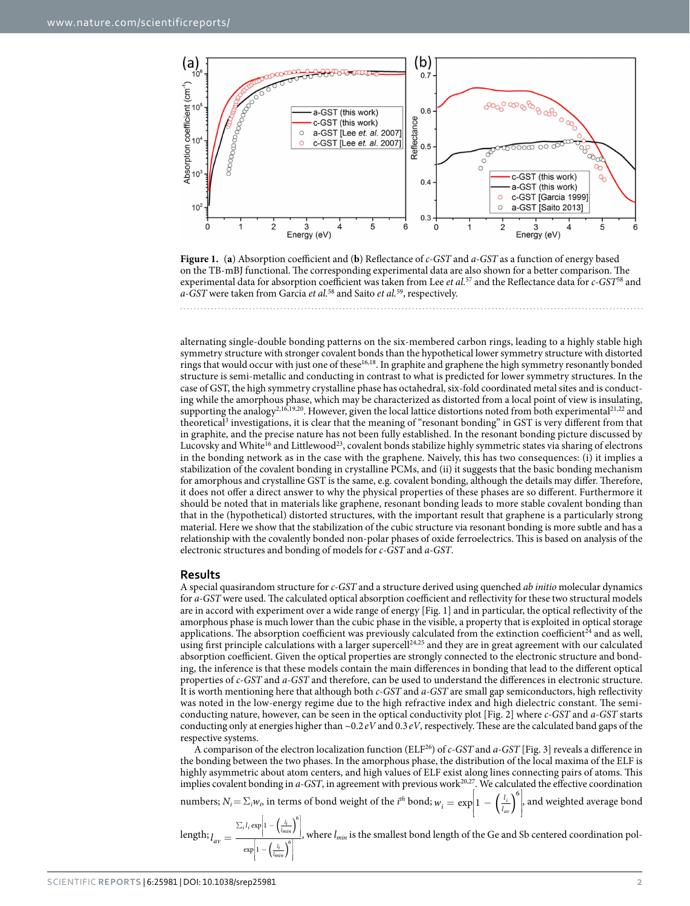(a)

Absorption coefficient (cm⁻¹)

10^6

10^5

10^4

10^3

10^2

0 1 2 3 4 5 6

Energy (eV)

a-GST (this work)

c-GST (this work)

a-GST [Lee et. al. 2007]

c-GST [Lee et. al. 2007]

(b)

Reflectance

0.7

0.6

0.5

0.4

0.3

0 1 2 3 4 5 6

Energy (eV)

c-GST (this work)

a-GST (this work)

c-GST [Garcia 1999]

a-GST [Saito 2013]

**Figure 1.** (**a**) Absorption coefficient and (**b**) Reflectance of *c-GST* and *a-GST* as a function of energy based on the TB-mBJ functional. The corresponding experimental data are also shown for a better comparison. The experimental data for absorption coefficient was taken from Lee *et al.*[57] and the Reflectance data for *c-GST*[58] and *a-GST* were taken from Garcia *et al.*[58] and Saito *et al.*[59], respectively.

alternating single-double bonding patterns on the six-membered carbon rings, leading to a highly stable high symmetry structure with stronger covalent bonds than the hypothetical lower symmetry structure with distorted rings that would occur with just one of these[16,18]. In graphite and graphene the high symmetry resonantly bonded structure is semi-metallic and conducting in contrast to what is predicted for lower symmetry structures. In the case of GST, the high symmetry crystalline phase has octahedral, six-fold coordinated metal sites and is conducting while the amorphous phase, which may be characterized as distorted from a local point of view is insulating, supporting the analogy[2,16,19,20]. However, given the local lattice distortions noted from both experimental[21,22] and theoretical[3] investigations, it is clear that the meaning of "resonant bonding" in GST is very different from that in graphite, and the precise nature has not been fully established. In the resonant bonding picture discussed by Lucovsky and White[16] and Littlewood[23], covalent bonds stabilize highly symmetric states via sharing of electrons in the bonding network as in the case with the graphene. Naively, this has two consequences: (i) it implies a stabilization of the covalent bonding in crystalline PCMs, and (ii) it suggests that the basic bonding mechanism for amorphous and crystalline GST is the same, e.g. covalent bonding, although the details may differ. Therefore, it does not offer a direct answer to why the physical properties of these phases are so different. Furthermore it should be noted that in materials like graphene, resonant bonding leads to more stable covalent bonding than that in the (hypothetical) distorted structures, with the important result that graphene is a particularly strong material. Here we show that the stabilization of the cubic structure via resonant bonding is more subtle and has a relationship with the covalently bonded non-polar phases of oxide ferroelectrics. This is based on analysis of the electronic structures and bonding of models for *c-GST* and *a-GST*.

## Results

A special quasirandom structure for *c-GST* and a structure derived using quenched *ab initio* molecular dynamics for *a-GST* were used. The calculated optical absorption coefficient and reflectivity for these two structural models are in accord with experiment over a wide range of energy [Fig. 1] and in particular, the optical reflectivity of the amorphous phase is much lower than the cubic phase in the visible, a property that is exploited in optical storage applications. The absorption coefficient was previously calculated from the extinction coefficient[24] and as well, using first principle calculations with a larger supercell[24,25] and they are in great agreement with our calculated absorption coefficient. Given the optical properties are strongly connected to the electronic structure and bonding, the inference is that these models contain the main differences in bonding that lead to the different optical properties of *c-GST* and *a-GST* and therefore, can be used to understand the differences in electronic structure. It is worth mentioning here that although both *c-GST* and *a-GST* are small gap semiconductors, high reflectivity was noted in the low-energy regime due to the high refractive index and high dielectric constant. The semiconducting nature, however, can be seen in the optical conductivity plot [Fig. 2] where *c-GST* and *a-GST* starts conducting only at energies higher than ~0.2 *eV* and 0.3 *eV*, respectively. These are the calculated band gaps of the respective systems.

A comparison of the electron localization function (ELF[26]) of *c-GST* and *a-GST* [Fig. 3] reveals a difference in the bonding between the two phases. In the amorphous phase, the distribution of the local maxima of the ELF is highly asymmetric about atom centers, and high values of ELF exist along lines connecting pairs of atoms. This implies covalent bonding in *a-GST*, in agreement with previous work[20,27]. We calculated the effective coordination numbers; $N_i = \Sigma_i w_i$, in terms of bond weight of the $i^{th}$ bond; $w_i = \exp\left[1 - \left(\frac{l_i}{l_{av}}\right)^6\right]$, and weighted average bond length; $l_{av} = \frac{\Sigma_i l_i \exp\left[1 - \left(\frac{l_i}{l_{min}}\right)^6\right]}{\exp\left[1 - \left(\frac{l_i}{l_{min}}\right)^6\right]}$, where $l_{min}$ is the smallest bond length of the Ge and Sb centered coordination pol-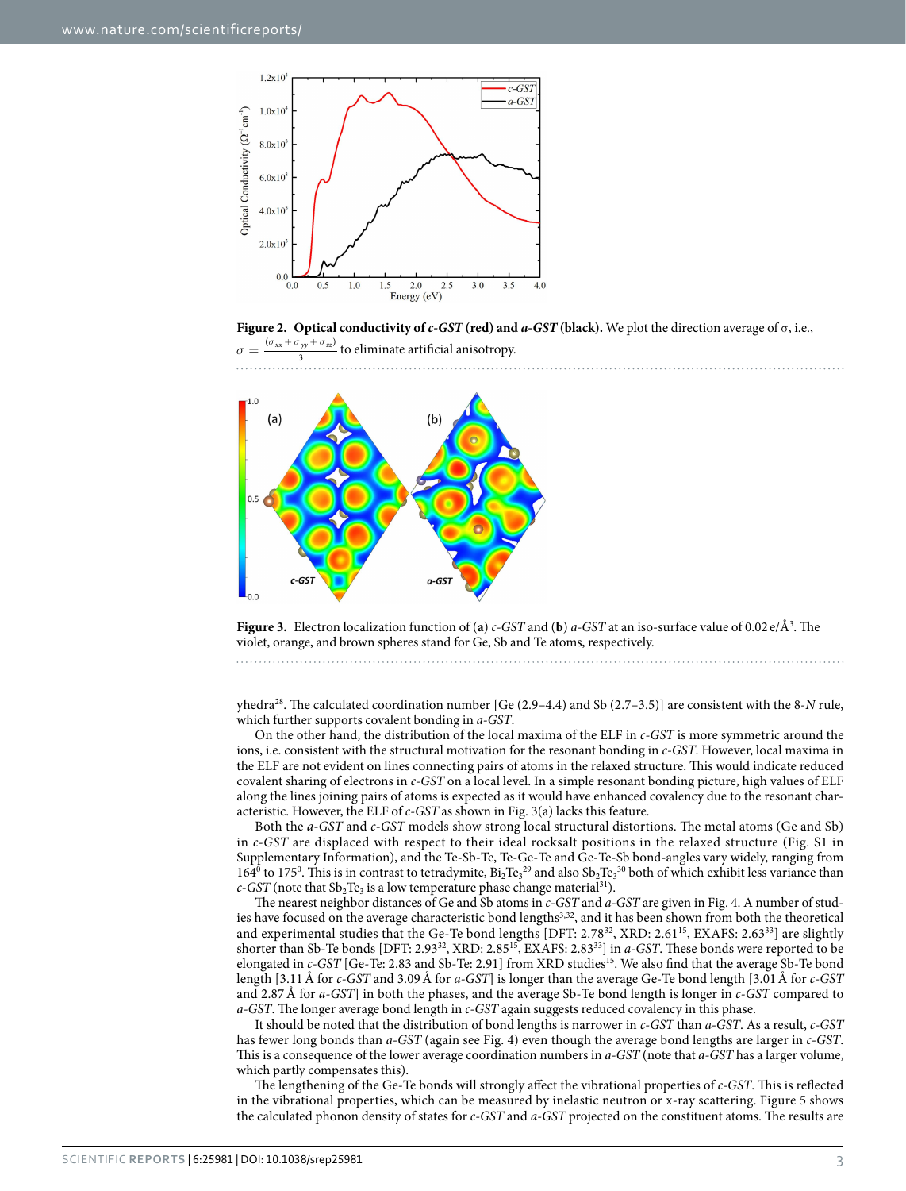**Figure 2. Optical conductivity of *c-GST* (red) and *a-GST* (black).** We plot the direction average of σ, i.e., $\sigma = \frac{(\sigma_{xx} + \sigma_{yy} + \sigma_{zz})}{3}$ to eliminate artificial anisotropy.

**Figure 3.** Electron localization function of (**a**) *c-GST* and (**b**) *a-GST* at an iso-surface value of 0.02 e/Å$^3$. The violet, orange, and brown spheres stand for Ge, Sb and Te atoms, respectively.

yhedra[28]. The calculated coordination number [Ge (2.9–4.4) and Sb (2.7–3.5)] are consistent with the 8-*N* rule, which further supports covalent bonding in *a-GST*.

On the other hand, the distribution of the local maxima of the ELF in *c-GST* is more symmetric around the ions, i.e. consistent with the structural motivation for the resonant bonding in *c-GST*. However, local maxima in the ELF are not evident on lines connecting pairs of atoms in the relaxed structure. This would indicate reduced covalent sharing of electrons in *c-GST* on a local level. In a simple resonant bonding picture, high values of ELF along the lines joining pairs of atoms is expected as it would have enhanced covalency due to the resonant characteristic. However, the ELF of *c-GST* as shown in Fig. 3(a) lacks this feature.

Both the *a-GST* and *c-GST* models show strong local structural distortions. The metal atoms (Ge and Sb) in *c-GST* are displaced with respect to their ideal rocksalt positions in the relaxed structure (Fig. S1 in Supplementary Information), and the Te-Sb-Te, Te-Ge-Te and Ge-Te-Sb bond-angles vary widely, ranging from $164^0$ to $175^0$. This is in contrast to tetradymite, $Bi_2Te_3$[29] and also $Sb_2Te_3$[30] both of which exhibit less variance than *c-GST* (note that $Sb_2Te_3$ is a low temperature phase change material[31]).

The nearest neighbor distances of Ge and Sb atoms in *c-GST* and *a-GST* are given in Fig. 4. A number of studies have focused on the average characteristic bond lengths[3,32], and it has been shown from both the theoretical and experimental studies that the Ge-Te bond lengths [DFT: 2.78[32], XRD: 2.61[15], EXAFS: 2.63[33]] are slightly shorter than Sb-Te bonds [DFT: 2.93[32], XRD: 2.85[15], EXAFS: 2.83[33]] in *a-GST*. These bonds were reported to be elongated in *c-GST* [Ge-Te: 2.83 and Sb-Te: 2.91] from XRD studies[15]. We also find that the average Sb-Te bond length [3.11 Å for *c-GST* and 3.09 Å for *a-GST*] is longer than the average Ge-Te bond length [3.01 Å for *c-GST* and 2.87 Å for *a-GST*] in both the phases, and the average Sb-Te bond length is longer in *c-GST* compared to *a-GST*. The longer average bond length in *c-GST* again suggests reduced covalency in this phase.

It should be noted that the distribution of bond lengths is narrower in *c-GST* than *a-GST*. As a result, *c-GST* has fewer long bonds than *a-GST* (again see Fig. 4) even though the average bond lengths are larger in *c-GST*. This is a consequence of the lower average coordination numbers in *a-GST* (note that *a-GST* has a larger volume, which partly compensates this).

The lengthening of the Ge-Te bonds will strongly affect the vibrational properties of *c-GST*. This is reflected in the vibrational properties, which can be measured by inelastic neutron or x-ray scattering. Figure 5 shows the calculated phonon density of states for *c-GST* and *a-GST* projected on the constituent atoms. The results are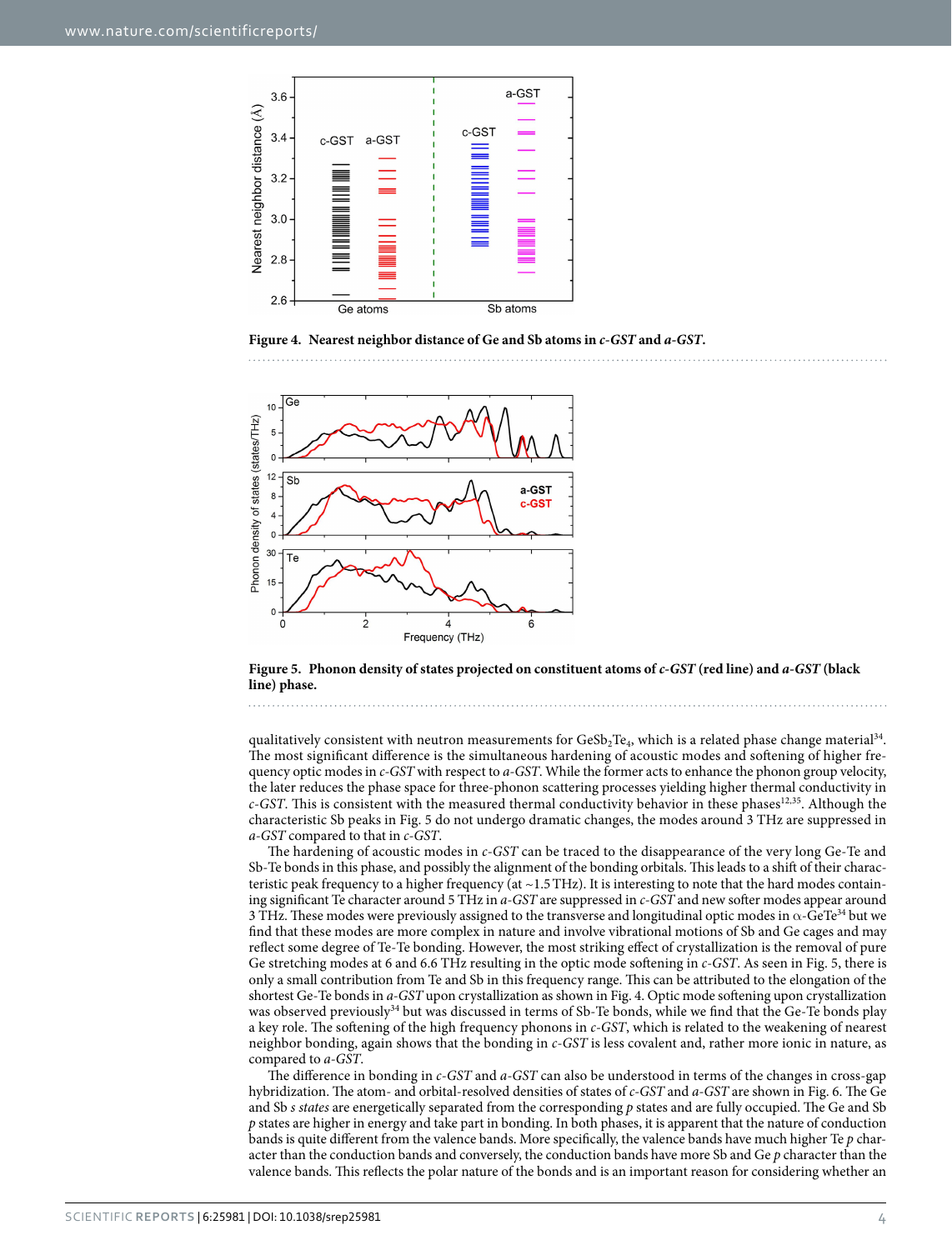**Figure 4. Nearest neighbor distance of Ge and Sb atoms in *c-GST* and *a-GST*.**

**Figure 5. Phonon density of states projected on constituent atoms of *c-GST* (red line) and *a-GST* (black line) phase.**

qualitatively consistent with neutron measurements for $GeSb_2Te_4$, which is a related phase change material[34]. The most significant difference is the simultaneous hardening of acoustic modes and softening of higher frequency optic modes in *c-GST* with respect to *a-GST*. While the former acts to enhance the phonon group velocity, the later reduces the phase space for three-phonon scattering processes yielding higher thermal conductivity in *c-GST*. This is consistent with the measured thermal conductivity behavior in these phases[12,35]. Although the characteristic Sb peaks in Fig. 5 do not undergo dramatic changes, the modes around 3 THz are suppressed in *a-GST* compared to that in *c-GST*.

The hardening of acoustic modes in *c-GST* can be traced to the disappearance of the very long Ge-Te and Sb-Te bonds in this phase, and possibly the alignment of the bonding orbitals. This leads to a shift of their characteristic peak frequency to a higher frequency (at ~1.5 THz). It is interesting to note that the hard modes containing significant Te character around 5 THz in *a-GST* are suppressed in *c-GST* and new softer modes appear around 3 THz. These modes were previously assigned to the transverse and longitudinal optic modes in α-GeTe[34] but we find that these modes are more complex in nature and involve vibrational motions of Sb and Ge cages and may reflect some degree of Te-Te bonding. However, the most striking effect of crystallization is the removal of pure Ge stretching modes at 6 and 6.6 THz resulting in the optic mode softening in *c-GST*. As seen in Fig. 5, there is only a small contribution from Te and Sb in this frequency range. This can be attributed to the elongation of the shortest Ge-Te bonds in *a-GST* upon crystallization as shown in Fig. 4. Optic mode softening upon crystallization was observed previously[34] but was discussed in terms of Sb-Te bonds, while we find that the Ge-Te bonds play a key role. The softening of the high frequency phonons in *c-GST*, which is related to the weakening of nearest neighbor bonding, again shows that the bonding in *c-GST* is less covalent and, rather more ionic in nature, as compared to *a-GST*.

The difference in bonding in *c-GST* and *a-GST* can also be understood in terms of the changes in cross-gap hybridization. The atom- and orbital-resolved densities of states of *c-GST* and *a-GST* are shown in Fig. 6. The Ge and Sb *s states* are energetically separated from the corresponding *p* states and are fully occupied. The Ge and Sb *p* states are higher in energy and take part in bonding. In both phases, it is apparent that the nature of conduction bands is quite different from the valence bands. More specifically, the valence bands have much higher Te *p* character than the conduction bands and conversely, the conduction bands have more Sb and Ge *p* character than the valence bands. This reflects the polar nature of the bonds and is an important reason for considering whether an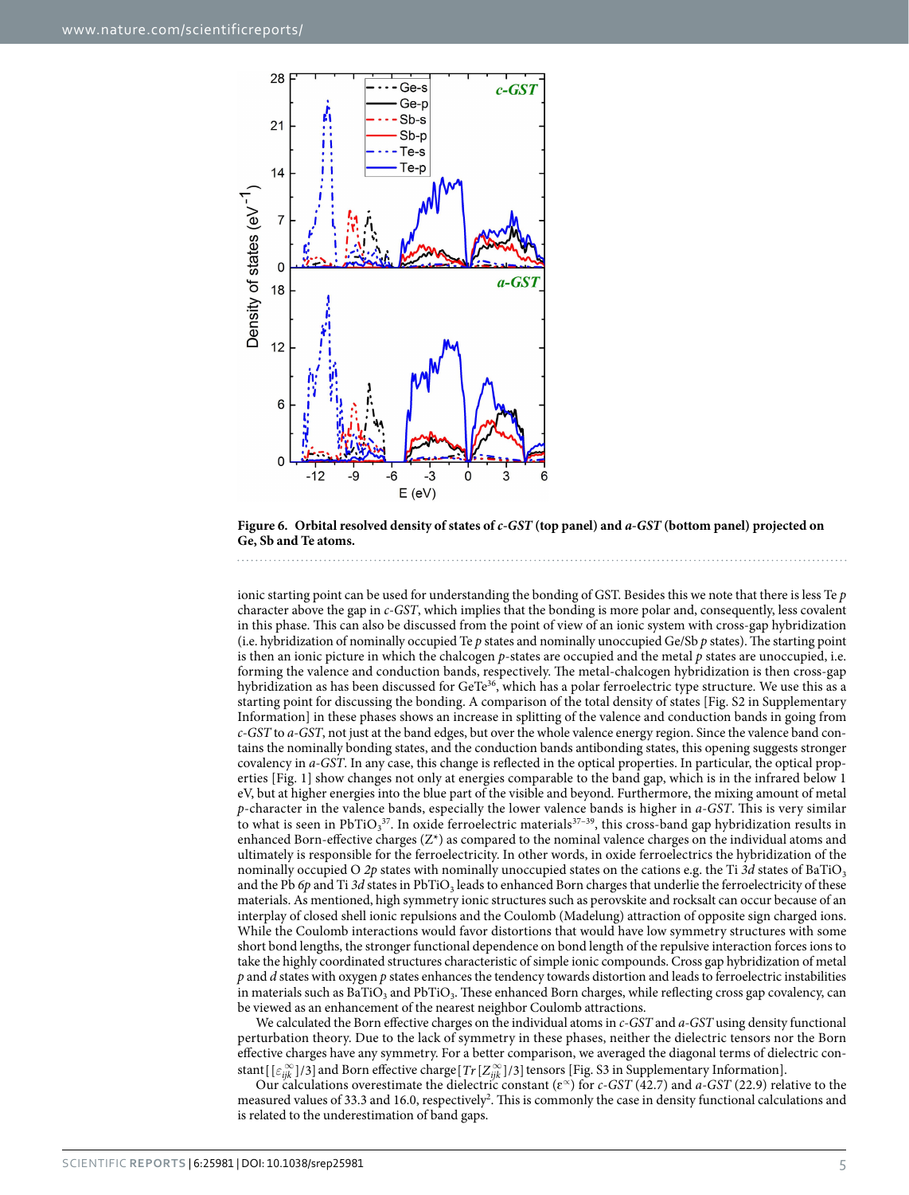**Figure 6. Orbital resolved density of states of *c-GST* (top panel) and *a-GST* (bottom panel) projected on Ge, Sb and Te atoms.**

ionic starting point can be used for understanding the bonding of GST. Besides this we note that there is less Te *p* character above the gap in *c-GST*, which implies that the bonding is more polar and, consequently, less covalent in this phase. This can also be discussed from the point of view of an ionic system with cross-gap hybridization (i.e. hybridization of nominally occupied Te *p* states and nominally unoccupied Ge/Sb *p* states). The starting point is then an ionic picture in which the chalcogen *p*-states are occupied and the metal *p* states are unoccupied, i.e. forming the valence and conduction bands, respectively. The metal-chalcogen hybridization is then cross-gap hybridization as has been discussed for GeTe[36], which has a polar ferroelectric type structure. We use this as a starting point for discussing the bonding. A comparison of the total density of states [Fig. S2 in Supplementary Information] in these phases shows an increase in splitting of the valence and conduction bands in going from *c-GST* to *a-GST*, not just at the band edges, but over the whole valence energy region. Since the valence band contains the nominally bonding states, and the conduction bands antibonding states, this opening suggests stronger covalency in *a-GST*. In any case, this change is reflected in the optical properties. In particular, the optical properties [Fig. 1] show changes not only at energies comparable to the band gap, which is in the infrared below 1 eV, but at higher energies into the blue part of the visible and beyond. Furthermore, the mixing amount of metal *p*-character in the valence bands, especially the lower valence bands is higher in *a-GST*. This is very similar to what is seen in $PbTiO_3$[37]. In oxide ferroelectric materials[37–39], this cross-band gap hybridization results in enhanced Born-effective charges (Z*) as compared to the nominal valence charges on the individual atoms and ultimately is responsible for the ferroelectricity. In other words, in oxide ferroelectrics the hybridization of the nominally occupied O *2p* states with nominally unoccupied states on the cations e.g. the Ti *3d* states of $BaTiO_3$ and the Pb *6p* and Ti *3d* states in $PbTiO_3$ leads to enhanced Born charges that underlie the ferroelectricity of these materials. As mentioned, high symmetry ionic structures such as perovskite and rocksalt can occur because of an interplay of closed shell ionic repulsions and the Coulomb (Madelung) attraction of opposite sign charged ions. While the Coulomb interactions would favor distortions that would have low symmetry structures with some short bond lengths, the stronger functional dependence on bond length of the repulsive interaction forces ions to take the highly coordinated structures characteristic of simple ionic compounds. Cross gap hybridization of metal *p* and *d* states with oxygen *p* states enhances the tendency towards distortion and leads to ferroelectric instabilities in materials such as $BaTiO_3$ and $PbTiO_3$. These enhanced Born charges, while reflecting cross gap covalency, can be viewed as an enhancement of the nearest neighbor Coulomb attractions.

We calculated the Born effective charges on the individual atoms in *c-GST* and *a-GST* using density functional perturbation theory. Due to the lack of symmetry in these phases, neither the dielectric tensors nor the Born effective charges have any symmetry. For a better comparison, we averaged the diagonal terms of dielectric constant $[[\varepsilon_{ijk}^{\infty}]/3]$ and Born effective charge $[Tr[Z_{ijk}^{\infty}]/3]$ tensors [Fig. S3 in Supplementary Information].

Our calculations overestimate the dielectric constant ($\varepsilon^{\infty}$) for *c-GST* (42.7) and *a-GST* (22.9) relative to the measured values of 33.3 and 16.0, respectively[2]. This is commonly the case in density functional calculations and is related to the underestimation of band gaps.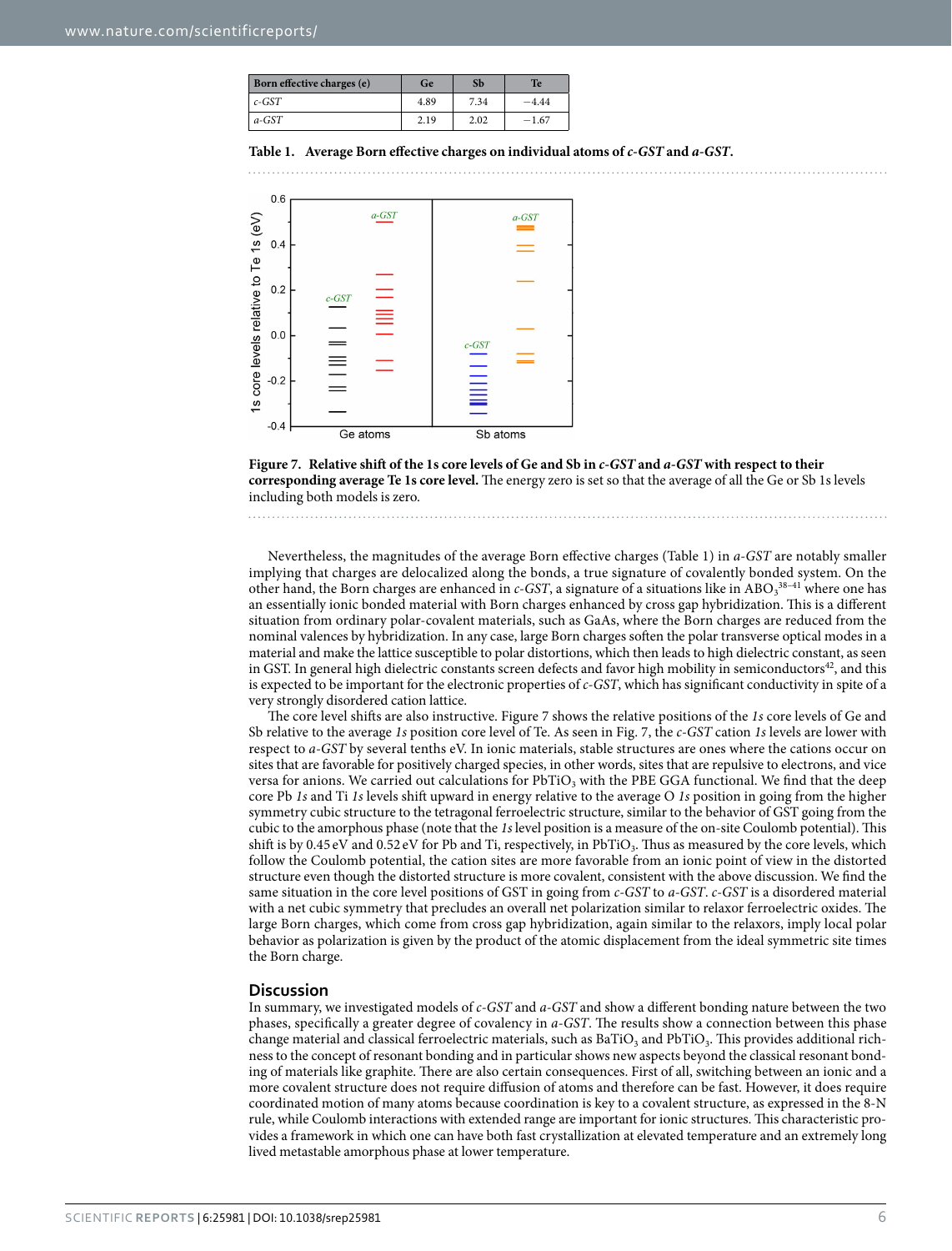| Born effective charges (e) | Ge | Sb | Te |
|---|---|---|---|
| *c-GST* | 4.89 | 7.34 | −4.44 |
| *a-GST* | 2.19 | 2.02 | −1.67 |

**Table 1. Average Born effective charges on individual atoms of *c-GST* and *a-GST*.**

**Figure 7. Relative shift of the 1s core levels of Ge and Sb in *c-GST* and *a-GST* with respect to their corresponding average Te 1s core level.** The energy zero is set so that the average of all the Ge or Sb 1s levels including both models is zero.

Nevertheless, the magnitudes of the average Born effective charges (Table 1) in *a-GST* are notably smaller implying that charges are delocalized along the bonds, a true signature of covalently bonded system. On the other hand, the Born charges are enhanced in *c-GST*, a signature of a situations like in $ABO_3$[38–41] where one has an essentially ionic bonded material with Born charges enhanced by cross gap hybridization. This is a different situation from ordinary polar-covalent materials, such as GaAs, where the Born charges are reduced from the nominal valences by hybridization. In any case, large Born charges soften the polar transverse optical modes in a material and make the lattice susceptible to polar distortions, which then leads to high dielectric constant, as seen in GST. In general high dielectric constants screen defects and favor high mobility in semiconductors[42], and this is expected to be important for the electronic properties of *c-GST*, which has significant conductivity in spite of a very strongly disordered cation lattice.

The core level shifts are also instructive. Figure 7 shows the relative positions of the *1s* core levels of Ge and Sb relative to the average *1s* position core level of Te. As seen in Fig. 7, the *c-GST* cation *1s* levels are lower with respect to *a-GST* by several tenths eV. In ionic materials, stable structures are ones where the cations occur on sites that are favorable for positively charged species, in other words, sites that are repulsive to electrons, and vice versa for anions. We carried out calculations for $PbTiO_3$ with the PBE GGA functional. We find that the deep core Pb *1s* and Ti *1s* levels shift upward in energy relative to the average O *1s* position in going from the higher symmetry cubic structure to the tetragonal ferroelectric structure, similar to the behavior of GST going from the cubic to the amorphous phase (note that the *1s* level position is a measure of the on-site Coulomb potential). This shift is by 0.45 eV and 0.52 eV for Pb and Ti, respectively, in $PbTiO_3$. Thus as measured by the core levels, which follow the Coulomb potential, the cation sites are more favorable from an ionic point of view in the distorted structure even though the distorted structure is more covalent, consistent with the above discussion. We find the same situation in the core level positions of GST in going from *c-GST* to *a-GST*. *c-GST* is a disordered material with a net cubic symmetry that precludes an overall net polarization similar to relaxor ferroelectric oxides. The large Born charges, which come from cross gap hybridization, again similar to the relaxors, imply local polar behavior as polarization is given by the product of the atomic displacement from the ideal symmetric site times the Born charge.

## Discussion

In summary, we investigated models of *c-GST* and *a-GST* and show a different bonding nature between the two phases, specifically a greater degree of covalency in *a-GST*. The results show a connection between this phase change material and classical ferroelectric materials, such as $BaTiO_3$ and $PbTiO_3$. This provides additional richness to the concept of resonant bonding and in particular shows new aspects beyond the classical resonant bonding of materials like graphite. There are also certain consequences. First of all, switching between an ionic and a more covalent structure does not require diffusion of atoms and therefore can be fast. However, it does require coordinated motion of many atoms because coordination is key to a covalent structure, as expressed in the 8-N rule, while Coulomb interactions with extended range are important for ionic structures. This characteristic provides a framework in which one can have both fast crystallization at elevated temperature and an extremely long lived metastable amorphous phase at lower temperature.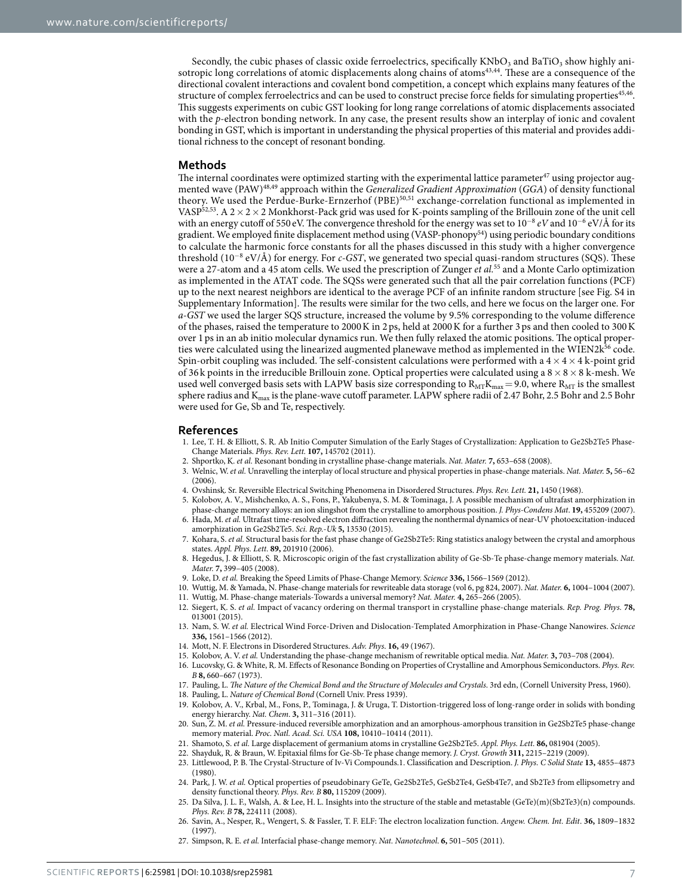Secondly, the cubic phases of classic oxide ferroelectrics, specifically $KNbO_3$ and $BaTiO_3$ show highly anisotropic long correlations of atomic displacements along chains of atoms[43,44]. These are a consequence of the directional covalent interactions and covalent bond competition, a concept which explains many features of the structure of complex ferroelectrics and can be used to construct precise force fields for simulating properties[45,46]. This suggests experiments on cubic GST looking for long range correlations of atomic displacements associated with the *p*-electron bonding network. In any case, the present results show an interplay of ionic and covalent bonding in GST, which is important in understanding the physical properties of this material and provides additional richness to the concept of resonant bonding.

## Methods

The internal coordinates were optimized starting with the experimental lattice parameter[47] using projector augmented wave (PAW)[48,49] approach within the *Generalized Gradient Approximation* (*GGA*) of density functional theory. We used the Perdue-Burke-Ernzerhof (PBE)[50,51] exchange-correlation functional as implemented in VASP[52,53]. A $2 \times 2 \times 2$ Monkhorst-Pack grid was used for K-points sampling of the Brillouin zone of the unit cell with an energy cutoff of 550 eV. The convergence threshold for the energy was set to $10^{-8}$ *eV* and $10^{-6}$ eV/Å for its gradient. We employed finite displacement method using (VASP-phonopy[54]) using periodic boundary conditions to calculate the harmonic force constants for all the phases discussed in this study with a higher convergence threshold ($10^{-8}$ eV/Å) for energy. For *c-GST*, we generated two special quasi-random structures (SQS). These were a 27-atom and a 45 atom cells. We used the prescription of Zunger *et al.*[55] and a Monte Carlo optimization as implemented in the ATAT code. The SQSs were generated such that all the pair correlation functions (PCF) up to the next nearest neighbors are identical to the average PCF of an infinite random structure [see Fig. S4 in Supplementary Information]. The results were similar for the two cells, and here we focus on the larger one. For *a-GST* we used the larger SQS structure, increased the volume by 9.5% corresponding to the volume difference of the phases, raised the temperature to 2000 K in 2 ps, held at 2000 K for a further 3 ps and then cooled to 300 K over 1 ps in an ab initio molecular dynamics run. We then fully relaxed the atomic positions. The optical properties were calculated using the linearized augmented planewave method as implemented in the WIEN2k[56] code. Spin-orbit coupling was included. The self-consistent calculations were performed with a $4 \times 4 \times 4$ k-point grid of 36 k points in the irreducible Brillouin zone. Optical properties were calculated using a $8 \times 8 \times 8$ k-mesh. We used well converged basis sets with LAPW basis size corresponding to $R_{MT}K_{max} = 9.0$, where $R_{MT}$ is the smallest sphere radius and $K_{max}$ is the plane-wave cutoff parameter. LAPW sphere radii of 2.47 Bohr, 2.5 Bohr and 2.5 Bohr were used for Ge, Sb and Te, respectively.

## References

1. Lee, T. H. & Elliott, S. R. Ab Initio Computer Simulation of the Early Stages of Crystallization: Application to Ge2Sb2Te5 Phase-Change Materials. *Phys. Rev. Lett.* **107,** 145702 (2011).
2. Shportko, K. *et al.* Resonant bonding in crystalline phase-change materials. *Nat. Mater.* **7,** 653–658 (2008).
3. Welnic, W. *et al.* Unravelling the interplay of local structure and physical properties in phase-change materials. *Nat. Mater.* **5,** 56–62 (2006).
4. Ovshinsk. Sr. Reversible Electrical Switching Phenomena in Disordered Structures. *Phys. Rev. Lett.* **21,** 1450 (1968).
5. Kolobov, A. V., Mishchenko, A. S., Fons, P., Yakubenya, S. M. & Tominaga, J. A possible mechanism of ultrafast amorphization in phase-change memory alloys: an ion slingshot from the crystalline to amorphous position. *J. Phys-Condens Mat*. **19,** 455209 (2007).
6. Hada, M. *et al.* Ultrafast time-resolved electron diffraction revealing the nonthermal dynamics of near-UV photoexcitation-induced amorphization in Ge2Sb2Te5. *Sci. Rep.-Uk* **5,** 13530 (2015).
7. Kohara, S. *et al.* Structural basis for the fast phase change of Ge2Sb2Te5: Ring statistics analogy between the crystal and amorphous states. *Appl. Phys. Lett.* **89,** 201910 (2006).
8. Hegedus, J. & Elliott, S. R. Microscopic origin of the fast crystallization ability of Ge-Sb-Te phase-change memory materials. *Nat. Mater.* **7,** 399–405 (2008).
9. Loke, D. *et al.* Breaking the Speed Limits of Phase-Change Memory. *Science* **336,** 1566–1569 (2012).
10. Wuttig, M. & Yamada, N. Phase-change materials for rewriteable data storage (vol 6, pg 824, 2007). *Nat. Mater.* **6,** 1004–1004 (2007).
11. Wuttig, M. Phase-change materials-Towards a universal memory? *Nat. Mater.* **4,** 265–266 (2005).
12. Siegert, K. S. *et al.* Impact of vacancy ordering on thermal transport in crystalline phase-change materials. *Rep. Prog. Phys*. **78,** 013001 (2015).
13. Nam, S. W. *et al.* Electrical Wind Force-Driven and Dislocation-Templated Amorphization in Phase-Change Nanowires. *Science* **336,** 1561–1566 (2012).
14. Mott, N. F. Electrons in Disordered Structures. *Adv. Phys*. **16,** 49 (1967).
15. Kolobov, A. V. *et al.* Understanding the phase-change mechanism of rewritable optical media. *Nat. Mater.* **3,** 703–708 (2004).
16. Lucovsky, G. & White, R. M. Effects of Resonance Bonding on Properties of Crystalline and Amorphous Semiconductors. *Phys. Rev. B* **8,** 660–667 (1973).
17. Pauling, L. *The Nature of the Chemical Bond and the Structure of Molecules and Crystals*. 3rd edn, (Cornell University Press, 1960).
18. Pauling, L. *Nature of Chemical Bond* (Cornell Univ. Press 1939).
19. Kolobov, A. V., Krbal, M., Fons, P., Tominaga, J. & Uruga, T. Distortion-triggered loss of long-range order in solids with bonding energy hierarchy. *Nat. Chem*. **3,** 311–316 (2011).
20. Sun, Z. M. *et al.* Pressure-induced reversible amorphization and an amorphous-amorphous transition in Ge2Sb2Te5 phase-change memory material. *Proc. Natl. Acad. Sci. USA* **108,** 10410–10414 (2011).
21. Shamoto, S. *et al.* Large displacement of germanium atoms in crystalline Ge2Sb2Te5. *Appl. Phys. Lett*. **86,** 081904 (2005).
22. Shayduk, R. & Braun, W. Epitaxial films for Ge-Sb-Te phase change memory. *J. Cryst. Growth* **311,** 2215–2219 (2009).
23. Littlewood, P. B. The Crystal-Structure of Iv-Vi Compounds.1. Classification and Description. *J. Phys. C Solid State* **13,** 4855–4873 (1980).
24. Park, J. W. *et al.* Optical properties of pseudobinary GeTe, Ge2Sb2Te5, GeSb2Te4, GeSb4Te7, and Sb2Te3 from ellipsometry and density functional theory. *Phys. Rev. B* **80,** 115209 (2009).
25. Da Silva, J. L. F., Walsh, A. & Lee, H. L. Insights into the structure of the stable and metastable (GeTe)(m)(Sb2Te3)(n) compounds. *Phys. Rev. B* **78,** 224111 (2008).
26. Savin, A., Nesper, R., Wengert, S. & Fassler, T. F. ELF: The electron localization function. *Angew. Chem. Int. Edit*. **36,** 1809–1832 (1997).
27. Simpson, R. E. *et al.* Interfacial phase-change memory. *Nat. Nanotechnol*. **6,** 501–505 (2011).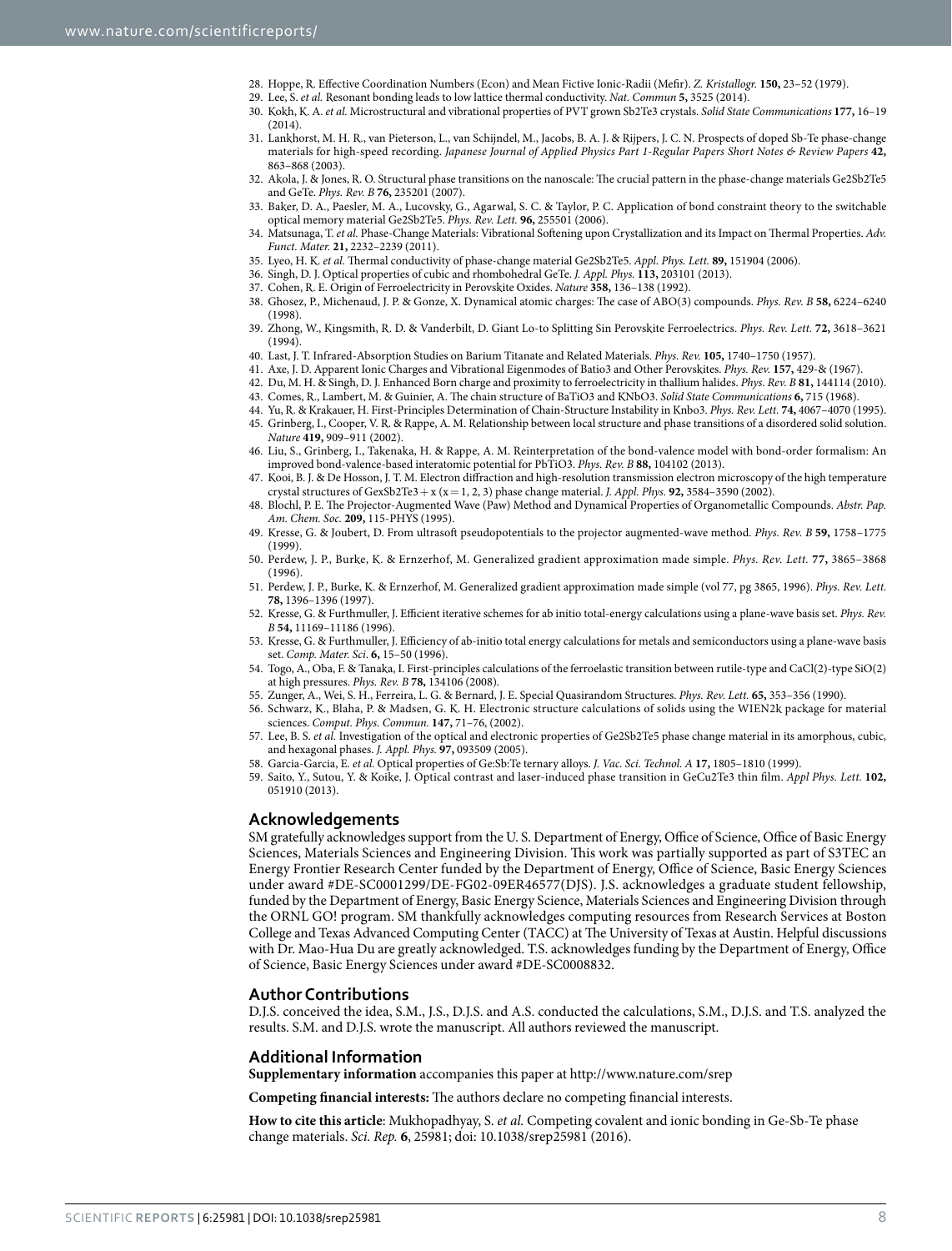28. Hoppe, R. Effective Coordination Numbers (Econ) and Mean Fictive Ionic-Radii (Mefir). *Z. Kristallogr.* **150,** 23–52 (1979).
29. Lee, S. *et al.* Resonant bonding leads to low lattice thermal conductivity. *Nat. Commun* **5,** 3525 (2014).
30. Kokh, K. A. *et al.* Microstructural and vibrational properties of PVT grown Sb2Te3 crystals. *Solid State Communications* **177,** 16–19 (2014).
31. Lankhorst, M. H. R., van Pieterson, L., van Schijndel, M., Jacobs, B. A. J. & Rijpers, J. C. N. Prospects of doped Sb-Te phase-change materials for high-speed recording. *Japanese Journal of Applied Physics Part 1-Regular Papers Short Notes & Review Papers* **42,** 863–868 (2003).
32. Akola, J. & Jones, R. O. Structural phase transitions on the nanoscale: The crucial pattern in the phase-change materials Ge2Sb2Te5 and GeTe. *Phys. Rev. B* **76,** 235201 (2007).
33. Baker, D. A., Paesler, M. A., Lucovsky, G., Agarwal, S. C. & Taylor, P. C. Application of bond constraint theory to the switchable optical memory material Ge2Sb2Te5. *Phys. Rev. Lett.* **96,** 255501 (2006).
34. Matsunaga, T. *et al.* Phase-Change Materials: Vibrational Softening upon Crystallization and its Impact on Thermal Properties. *Adv. Funct. Mater.* **21,** 2232–2239 (2011).
35. Lyeo, H. K. *et al.* Thermal conductivity of phase-change material Ge2Sb2Te5. *Appl. Phys. Lett.* **89,** 151904 (2006).
36. Singh, D. J. Optical properties of cubic and rhombohedral GeTe. *J. Appl. Phys.* **113,** 203101 (2013).
37. Cohen, R. E. Origin of Ferroelectricity in Perovskite Oxides. *Nature* **358,** 136–138 (1992).
38. Ghosez, P., Michenaud, J. P. & Gonze, X. Dynamical atomic charges: The case of ABO(3) compounds. *Phys. Rev. B* **58,** 6224–6240 (1998).
39. Zhong, W., Kingsmith, R. D. & Vanderbilt, D. Giant Lo-to Splitting Sin Perovskite Ferroelectrics. *Phys. Rev. Lett.* **72,** 3618–3621 (1994).
40. Last, J. T. Infrared-Absorption Studies on Barium Titanate and Related Materials. *Phys. Rev.* **105,** 1740–1750 (1957).
41. Axe, J. D. Apparent Ionic Charges and Vibrational Eigenmodes of Batio3 and Other Perovskites. *Phys. Rev.* **157,** 429-& (1967).
42. Du, M. H. & Singh, D. J. Enhanced Born charge and proximity to ferroelectricity in thallium halides. *Phys. Rev. B* **81,** 144114 (2010).
43. Comes, R., Lambert, M. & Guinier, A. The chain structure of BaTiO3 and KNbO3. *Solid State Communications* **6,** 715 (1968).
44. Yu, R. & Krakauer, H. First-Principles Determination of Chain-Structure Instability in Knbo3. *Phys. Rev. Lett.* **74,** 4067–4070 (1995).
45. Grinberg, I., Cooper, V. R. & Rappe, A. M. Relationship between local structure and phase transitions of a disordered solid solution. *Nature* **419,** 909–911 (2002).
46. Liu, S., Grinberg, I., Takenaka, H. & Rappe, A. M. Reinterpretation of the bond-valence model with bond-order formalism: An improved bond-valence-based interatomic potential for PbTiO3. *Phys. Rev. B* **88,** 104102 (2013).
47. Kooi, B. J. & De Hosson, J. T. M. Electron diffraction and high-resolution transmission electron microscopy of the high temperature crystal structures of GexSb2Te3 + x (x = 1, 2, 3) phase change material. *J. Appl. Phys.* **92,** 3584–3590 (2002).
48. Blochl, P. E. The Projector-Augmented Wave (Paw) Method and Dynamical Properties of Organometallic Compounds. *Abstr. Pap. Am. Chem. Soc.* **209,** 115-PHYS (1995).
49. Kresse, G. & Joubert, D. From ultrasoft pseudopotentials to the projector augmented-wave method. *Phys. Rev. B* **59,** 1758–1775 (1999).
50. Perdew, J. P., Burke, K. & Ernzerhof, M. Generalized gradient approximation made simple. *Phys. Rev. Lett.* **77,** 3865–3868 (1996).
51. Perdew, J. P., Burke, K. & Ernzerhof, M. Generalized gradient approximation made simple (vol 77, pg 3865, 1996). *Phys. Rev. Lett.* **78,** 1396–1396 (1997).
52. Kresse, G. & Furthmuller, J. Efficient iterative schemes for ab initio total-energy calculations using a plane-wave basis set. *Phys. Rev. B* **54,** 11169–11186 (1996).
53. Kresse, G. & Furthmuller, J. Efficiency of ab-initio total energy calculations for metals and semiconductors using a plane-wave basis set. *Comp. Mater. Sci.* **6,** 15–50 (1996).
54. Togo, A., Oba, F. & Tanaka, I. First-principles calculations of the ferroelastic transition between rutile-type and CaCl(2)-type SiO(2) at high pressures. *Phys. Rev. B* **78,** 134106 (2008).
55. Zunger, A., Wei, S. H., Ferreira, L. G. & Bernard, J. E. Special Quasirandom Structures. *Phys. Rev. Lett.* **65,** 353–356 (1990).
56. Schwarz, K., Blaha, P. & Madsen, G. K. H. Electronic structure calculations of solids using the WIEN2k package for material sciences. *Comput. Phys. Commun.* **147,** 71–76, (2002).
57. Lee, B. S. *et al.* Investigation of the optical and electronic properties of Ge2Sb2Te5 phase change material in its amorphous, cubic, and hexagonal phases. *J. Appl. Phys.* **97,** 093509 (2005).
58. Garcia-Garcia, E. *et al.* Optical properties of Ge:Sb:Te ternary alloys. *J. Vac. Sci. Technol. A* **17,** 1805–1810 (1999).
59. Saito, Y., Sutou, Y. & Koike, J. Optical contrast and laser-induced phase transition in GeCu2Te3 thin film. *Appl Phys. Lett.* **102,** 051910 (2013).

## Acknowledgements

SM gratefully acknowledges support from the U. S. Department of Energy, Office of Science, Office of Basic Energy Sciences, Materials Sciences and Engineering Division. This work was partially supported as part of S3TEC an Energy Frontier Research Center funded by the Department of Energy, Office of Science, Basic Energy Sciences under award #DE-SC0001299/DE-FG02-09ER46577(DJS). J.S. acknowledges a graduate student fellowship, funded by the Department of Energy, Basic Energy Science, Materials Sciences and Engineering Division through the ORNL GO! program. SM thankfully acknowledges computing resources from Research Services at Boston College and Texas Advanced Computing Center (TACC) at The University of Texas at Austin. Helpful discussions with Dr. Mao-Hua Du are greatly acknowledged. T.S. acknowledges funding by the Department of Energy, Office of Science, Basic Energy Sciences under award #DE-SC0008832.

## Author Contributions

D.J.S. conceived the idea, S.M., J.S., D.J.S. and A.S. conducted the calculations, S.M., D.J.S. and T.S. analyzed the results. S.M. and D.J.S. wrote the manuscript. All authors reviewed the manuscript.

## Additional Information

**Supplementary information** accompanies this paper at http://www.nature.com/srep

**Competing financial interests:** The authors declare no competing financial interests.

**How to cite this article**: Mukhopadhyay, S. *et al.* Competing covalent and ionic bonding in Ge-Sb-Te phase change materials. *Sci. Rep.* **6**, 25981; doi: 10.1038/srep25981 (2016).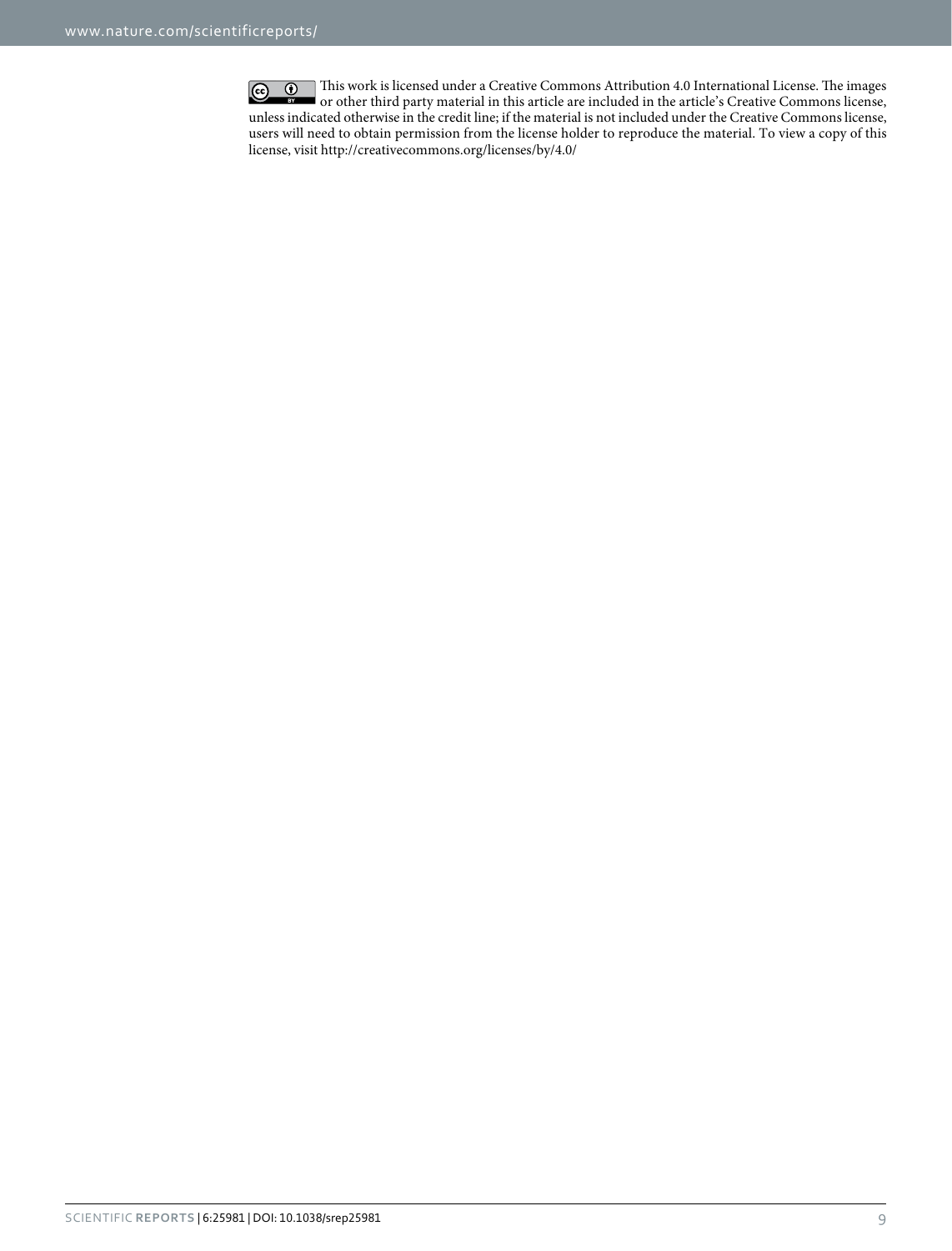This work is licensed under a Creative Commons Attribution 4.0 International License. The images or other third party material in this article are included in the article's Creative Commons license, unless indicated otherwise in the credit line; if the material is not included under the Creative Commons license, users will need to obtain permission from the license holder to reproduce the material. To view a copy of this license, visit http://creativecommons.org/licenses/by/4.0/